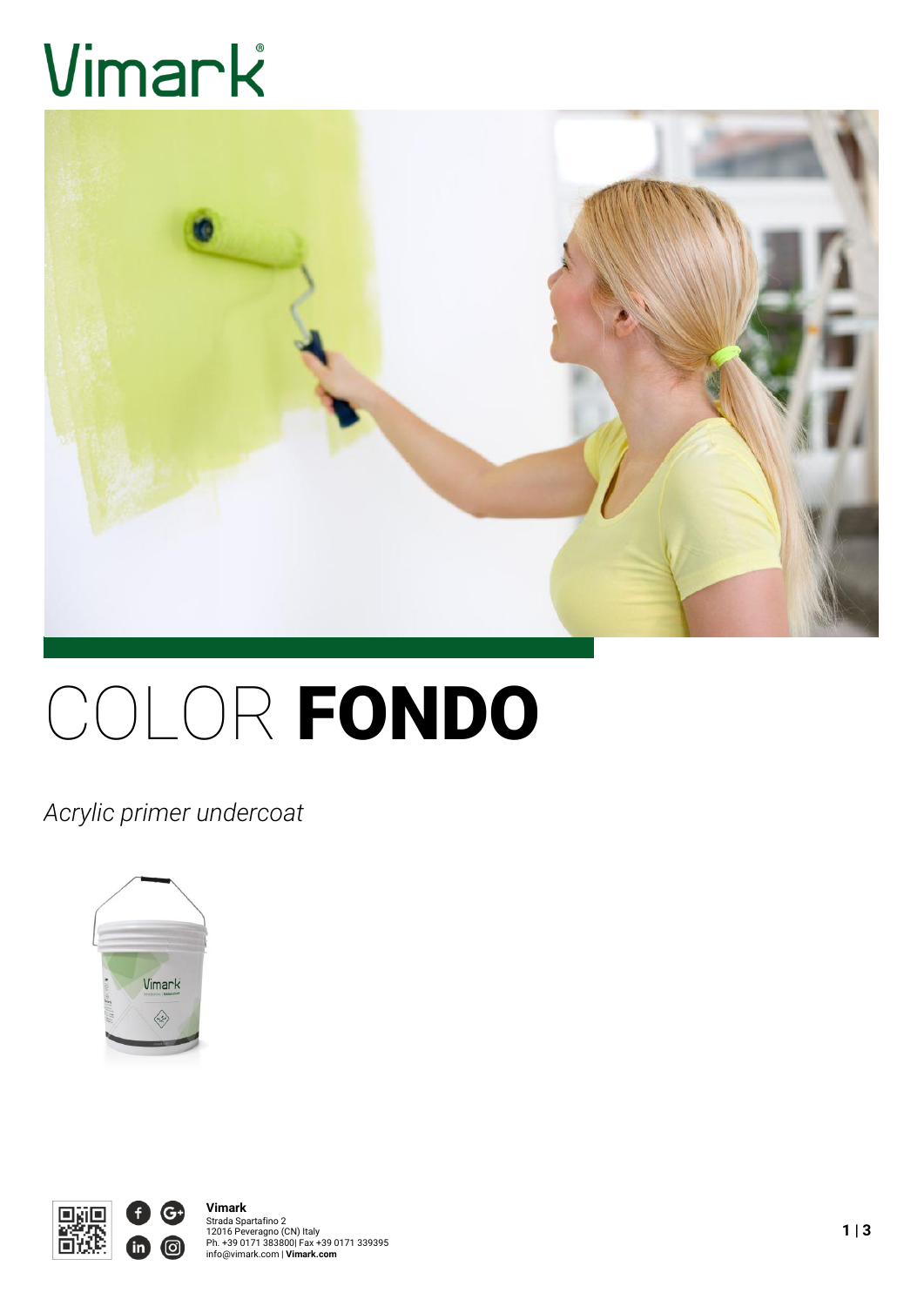Vimark

# COLOR **FONDO**

*Acrylic primer undercoat*

**Vimark**
Strada Spartafino 2
12016 Peveragno (CN) Italy
Ph. +39 0171 383800| Fax +39 0171 339395
info@vimark.com | **Vimark.com**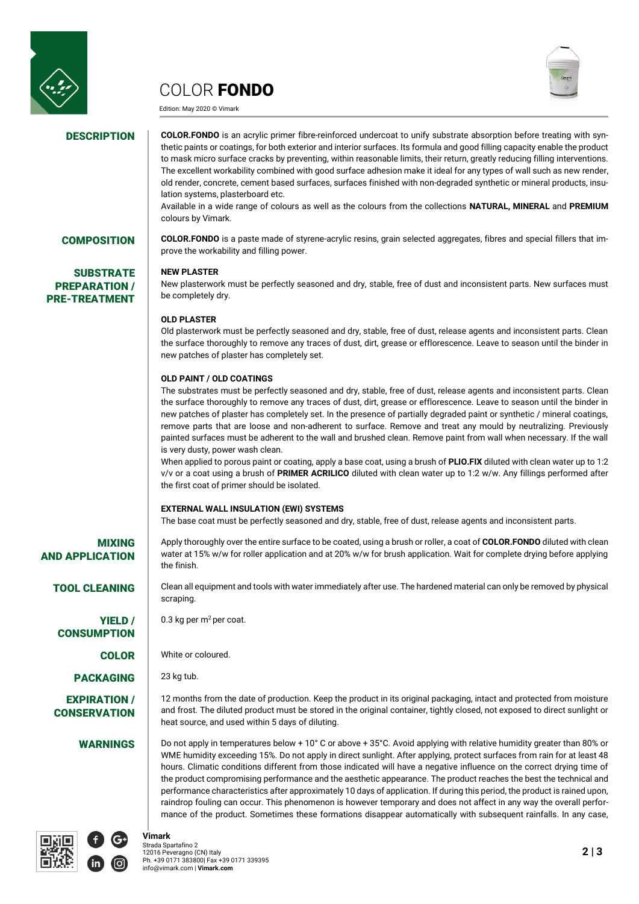# COLOR **FONDO**

Edition: May 2020 © Vimark

## DESCRIPTION

**COLOR.FONDO** is an acrylic primer fibre-reinforced undercoat to unify substrate absorption before treating with synthetic paints or coatings, for both exterior and interior surfaces. Its formula and good filling capacity enable the product to mask micro surface cracks by preventing, within reasonable limits, their return, greatly reducing filling interventions. The excellent workability combined with good surface adhesion make it ideal for any types of wall such as new render, old render, concrete, cement based surfaces, surfaces finished with non-degraded synthetic or mineral products, insulation systems, plasterboard etc.

Available in a wide range of colours as well as the colours from the collections **NATURAL, MINERAL** and **PREMIUM** colours by Vimark.

## COMPOSITION

**COLOR.FONDO** is a paste made of styrene-acrylic resins, grain selected aggregates, fibres and special fillers that improve the workability and filling power.

## SUBSTRATE PREPARATION / PRE-TREATMENT

**NEW PLASTER**

New plasterwork must be perfectly seasoned and dry, stable, free of dust and inconsistent parts. New surfaces must be completely dry.

**OLD PLASTER**

Old plasterwork must be perfectly seasoned and dry, stable, free of dust, release agents and inconsistent parts. Clean the surface thoroughly to remove any traces of dust, dirt, grease or efflorescence. Leave to season until the binder in new patches of plaster has completely set.

**OLD PAINT / OLD COATINGS**

The substrates must be perfectly seasoned and dry, stable, free of dust, release agents and inconsistent parts. Clean the surface thoroughly to remove any traces of dust, dirt, grease or efflorescence. Leave to season until the binder in new patches of plaster has completely set. In the presence of partially degraded paint or synthetic / mineral coatings, remove parts that are loose and non-adherent to surface. Remove and treat any mould by neutralizing. Previously painted surfaces must be adherent to the wall and brushed clean. Remove paint from wall when necessary. If the wall is very dusty, power wash clean.

When applied to porous paint or coating, apply a base coat, using a brush of **PLIO.FIX** diluted with clean water up to 1:2 v/v or a coat using a brush of **PRIMER ACRILICO** diluted with clean water up to 1:2 w/w. Any fillings performed after the first coat of primer should be isolated.

**EXTERNAL WALL INSULATION (EWI) SYSTEMS**

The base coat must be perfectly seasoned and dry, stable, free of dust, release agents and inconsistent parts.

## MIXING AND APPLICATION

Apply thoroughly over the entire surface to be coated, using a brush or roller, a coat of **COLOR.FONDO** diluted with clean water at 15% w/w for roller application and at 20% w/w for brush application. Wait for complete drying before applying the finish.

## TOOL CLEANING

Clean all equipment and tools with water immediately after use. The hardened material can only be removed by physical scraping.

## YIELD / CONSUMPTION

0.3 kg per $m^2$ per coat.

## COLOR

White or coloured.

## PACKAGING

23 kg tub.

## EXPIRATION / CONSERVATION

12 months from the date of production. Keep the product in its original packaging, intact and protected from moisture and frost. The diluted product must be stored in the original container, tightly closed, not exposed to direct sunlight or heat source, and used within 5 days of diluting.

## WARNINGS

Do not apply in temperatures below + 10° C or above + 35°C. Avoid applying with relative humidity greater than 80% or WME humidity exceeding 15%. Do not apply in direct sunlight. After applying, protect surfaces from rain for at least 48 hours. Climatic conditions different from those indicated will have a negative influence on the correct drying time of the product compromising performance and the aesthetic appearance. The product reaches the best the technical and performance characteristics after approximately 10 days of application. If during this period, the product is rained upon, raindrop fouling can occur. This phenomenon is however temporary and does not affect in any way the overall performance of the product. Sometimes these formations disappear automatically with subsequent rainfalls. In any case,

**Vimark**
Strada Spartafino 2
12016 Peveragno (CN) Italy
Ph. +39 0171 383800| Fax +39 0171 339395
info@vimark.com | **Vimark.com**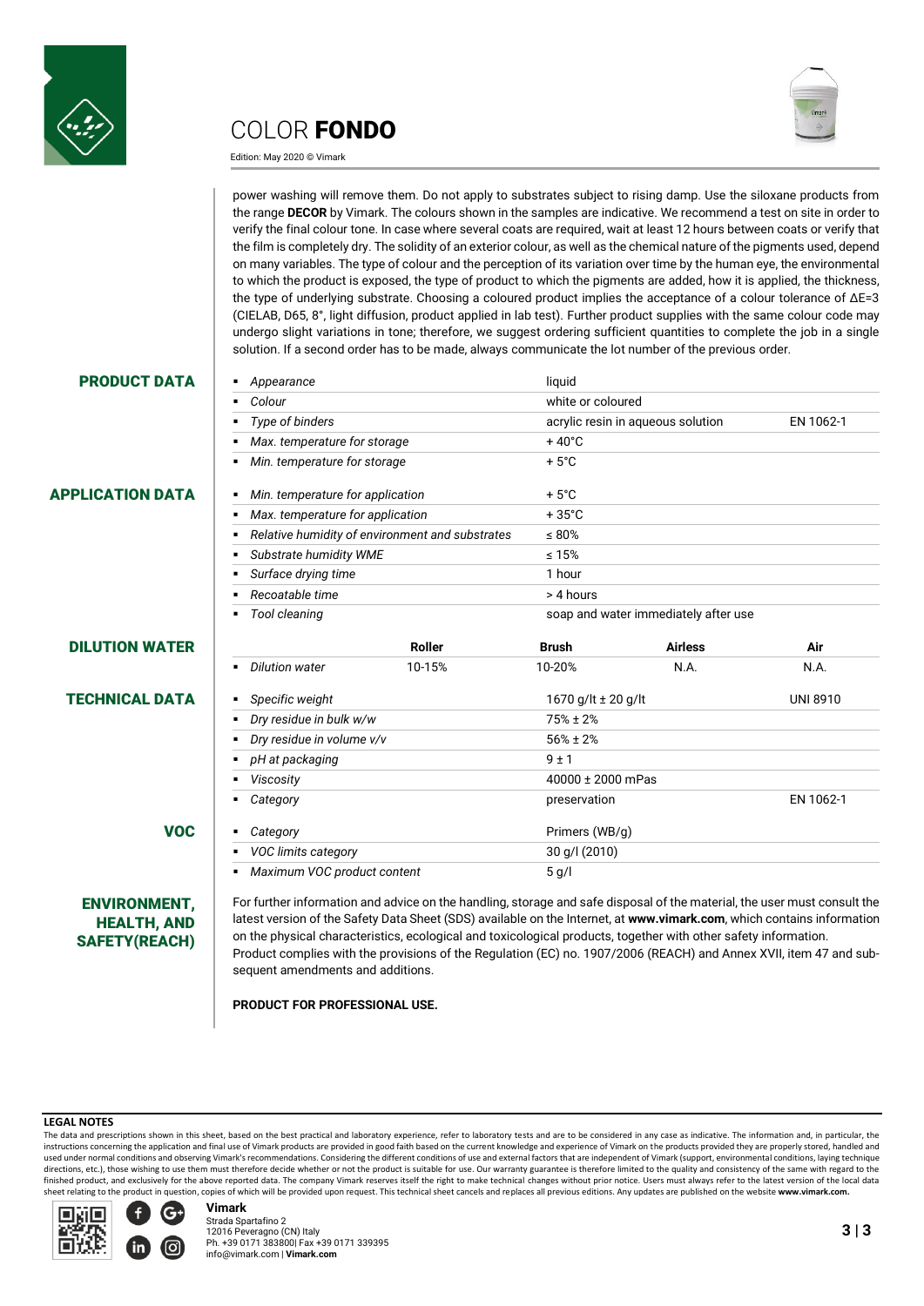power washing will remove them. Do not apply to substrates subject to rising damp. Use the siloxane products from the range **DECOR** by Vimark. The colours shown in the samples are indicative. We recommend a test on site in order to verify the final colour tone. In case where several coats are required, wait at least 12 hours between coats or verify that the film is completely dry. The solidity of an exterior colour, as well as the chemical nature of the pigments used, depend on many variables. The type of colour and the perception of its variation over time by the human eye, the environmental to which the product is exposed, the type of product to which the pigments are added, how it is applied, the thickness, the type of underlying substrate. Choosing a coloured product implies the acceptance of a colour tolerance of ΔE=3 (CIELAB, D65, 8°, light diffusion, product applied in lab test). Further product supplies with the same colour code may undergo slight variations in tone; therefore, we suggest ordering sufficient quantities to complete the job in a single solution. If a second order has to be made, always communicate the lot number of the previous order.

## PRODUCT DATA

| | | |
|---|---|---|
| *Appearance* | liquid | |
| *Colour* | white or coloured | |
| *Type of binders* | acrylic resin in aqueous solution | EN 1062-1 |
| *Max. temperature for storage* | + 40°C | |
| *Min. temperature for storage* | + 5°C | |

## APPLICATION DATA

| | |
|---|---|
| *Min. temperature for application* | + 5°C |
| *Max. temperature for application* | + 35°C |
| *Relative humidity of environment and substrates* | ≤ 80% |
| *Substrate humidity WME* | ≤ 15% |
| *Surface drying time* | 1 hour |
| *Recoatable time* | > 4 hours |
| *Tool cleaning* | soap and water immediately after use |

## DILUTION WATER

| | Roller | Brush | Airless | Air |
|---|---|---|---|---|
| *Dilution water* | 10-15% | 10-20% | N.A. | N.A. |

## TECHNICAL DATA

| | | |
|---|---|---|
| *Specific weight* | 1670 g/lt ± 20 g/lt | UNI 8910 |
| *Dry residue in bulk w/w* | 75% ± 2% | |
| *Dry residue in volume v/v* | 56% ± 2% | |
| *pH at packaging* | 9 ± 1 | |
| *Viscosity* | 40000 ± 2000 mPas | |
| *Category* | preservation | EN 1062-1 |

## VOC

| | |
|---|---|
| *Category* | Primers (WB/g) |
| *VOC limits category* | 30 g/l (2010) |
| *Maximum VOC product content* | 5 g/l |

## ENVIRONMENT, HEALTH, AND SAFETY(REACH)

For further information and advice on the handling, storage and safe disposal of the material, the user must consult the latest version of the Safety Data Sheet (SDS) available on the Internet, at **www.vimark.com**, which contains information on the physical characteristics, ecological and toxicological products, together with other safety information.
Product complies with the provisions of the Regulation (EC) no. 1907/2006 (REACH) and Annex XVII, item 47 and subsequent amendments and additions.

**PRODUCT FOR PROFESSIONAL USE.**

**LEGAL NOTES**

The data and prescriptions shown in this sheet, based on the best practical and laboratory experience, refer to laboratory tests and are to be considered in any case as indicative. The information and, in particular, the instructions concerning the application and final use of Vimark products are provided in good faith based on the current knowledge and experience of Vimark on the products provided they are properly stored, handled and used under normal conditions and observing Vimark's recommendations. Considering the different conditions of use and external factors that are independent of Vimark (support, environmental conditions, laying technique directions, etc.), those wishing to use them must therefore decide whether or not the product is suitable for use. Our warranty guarantee is therefore limited to the quality and consistency of the same with regard to the finished product, and exclusively for the above reported data. The company Vimark reserves itself the right to make technical changes without prior notice. Users must always refer to the latest version of the local data sheet relating to the product in question, copies of which will be provided upon request. This technical sheet cancels and replaces all previous editions. Any updates are published on the website **www.vimark.com.**

**Vimark**
Strada Spartafino 2
12016 Peveragno (CN) Italy
Ph. +39 0171 383800| Fax +39 0171 339395
info@vimark.com | **Vimark.com**